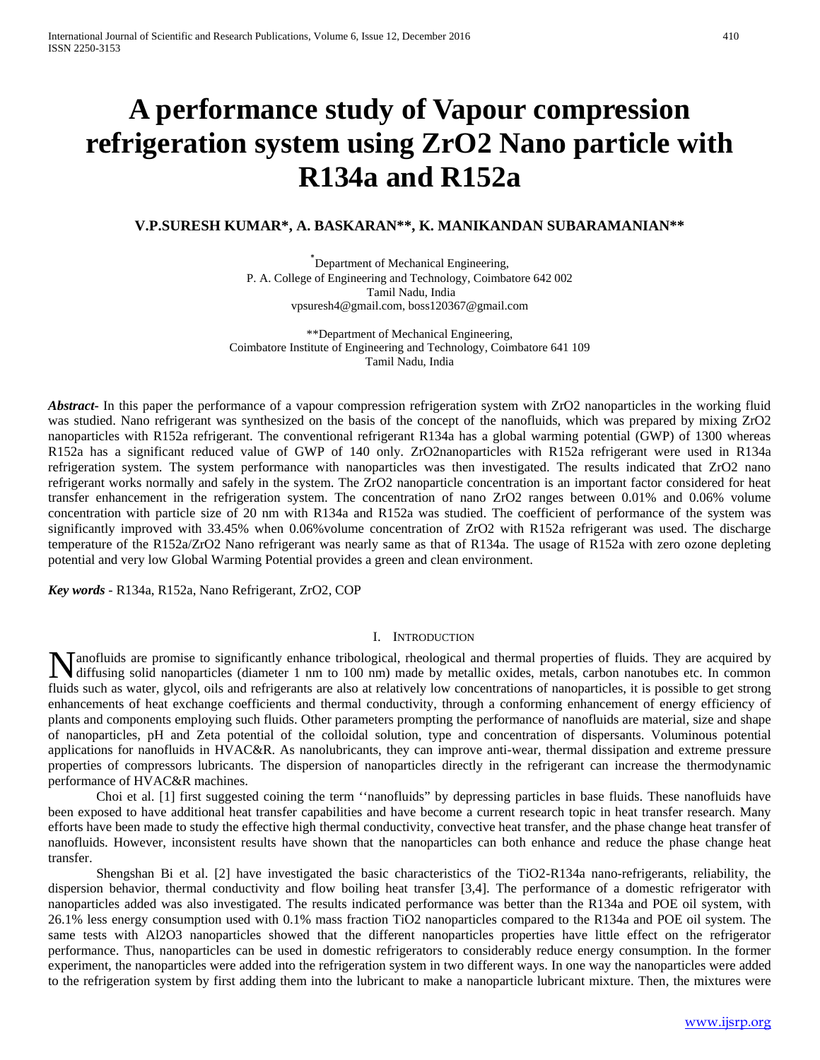# A performance study of Vapour compression refrigeration system using ZrO2 Nano particle with R134a and R152a

**V.P.SURESH KUMAR\*, A. BASKARAN\*\*, K. MANIKANDAN SUBARAMANIAN\*\***

\*Department of Mechanical Engineering,
P. A. College of Engineering and Technology, Coimbatore 642 002
Tamil Nadu, India
vpsuresh4@gmail.com, boss120367@gmail.com

\*\*Department of Mechanical Engineering,
Coimbatore Institute of Engineering and Technology, Coimbatore 641 109
Tamil Nadu, India

***Abstract-*** In this paper the performance of a vapour compression refrigeration system with $ZrO_2$ nanoparticles in the working fluid was studied. Nano refrigerant was synthesized on the basis of the concept of the nanofluids, which was prepared by mixing $ZrO_2$ nanoparticles with R152a refrigerant. The conventional refrigerant R134a has a global warming potential (GWP) of 1300 whereas R152a has a significant reduced value of GWP of 140 only. $ZrO_2$nanoparticles with R152a refrigerant were used in R134a refrigeration system. The system performance with nanoparticles was then investigated. The results indicated that $ZrO_2$ nano refrigerant works normally and safely in the system. The $ZrO_2$ nanoparticle concentration is an important factor considered for heat transfer enhancement in the refrigeration system. The concentration of nano $ZrO_2$ ranges between 0.01% and 0.06% volume concentration with particle size of 20 nm with R134a and R152a was studied. The coefficient of performance of the system was significantly improved with 33.45% when 0.06%volume concentration of $ZrO_2$ with R152a refrigerant was used. The discharge temperature of the R152a/$ZrO_2$ Nano refrigerant was nearly same as that of R134a. The usage of R152a with zero ozone depleting potential and very low Global Warming Potential provides a green and clean environment.

***Key words*** - R134a, R152a, Nano Refrigerant, $ZrO_2$, COP

## I. Introduction

Nanofluids are promise to significantly enhance tribological, rheological and thermal properties of fluids. They are acquired by diffusing solid nanoparticles (diameter 1 nm to 100 nm) made by metallic oxides, metals, carbon nanotubes etc. In common fluids such as water, glycol, oils and refrigerants are also at relatively low concentrations of nanoparticles, it is possible to get strong enhancements of heat exchange coefficients and thermal conductivity, through a conforming enhancement of energy efficiency of plants and components employing such fluids. Other parameters prompting the performance of nanofluids are material, size and shape of nanoparticles, pH and Zeta potential of the colloidal solution, type and concentration of dispersants. Voluminous potential applications for nanofluids in HVAC&R. As nanolubricants, they can improve anti-wear, thermal dissipation and extreme pressure properties of compressors lubricants. The dispersion of nanoparticles directly in the refrigerant can increase the thermodynamic performance of HVAC&R machines.

Choi et al. [1] first suggested coining the term ''nanofluids" by depressing particles in base fluids. These nanofluids have been exposed to have additional heat transfer capabilities and have become a current research topic in heat transfer research. Many efforts have been made to study the effective high thermal conductivity, convective heat transfer, and the phase change heat transfer of nanofluids. However, inconsistent results have shown that the nanoparticles can both enhance and reduce the phase change heat transfer.

Shengshan Bi et al. [2] have investigated the basic characteristics of the $TiO_2$-R134a nano-refrigerants, reliability, the dispersion behavior, thermal conductivity and flow boiling heat transfer [3,4]. The performance of a domestic refrigerator with nanoparticles added was also investigated. The results indicated performance was better than the R134a and POE oil system, with 26.1% less energy consumption used with 0.1% mass fraction $TiO_2$ nanoparticles compared to the R134a and POE oil system. The same tests with $Al_2O_3$ nanoparticles showed that the different nanoparticles properties have little effect on the refrigerator performance. Thus, nanoparticles can be used in domestic refrigerators to considerably reduce energy consumption. In the former experiment, the nanoparticles were added into the refrigeration system in two different ways. In one way the nanoparticles were added to the refrigeration system by first adding them into the lubricant to make a nanoparticle lubricant mixture. Then, the mixtures were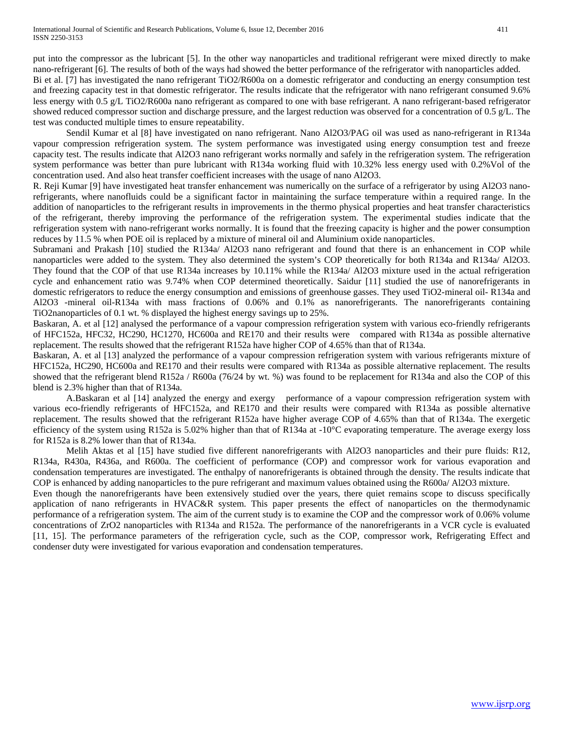put into the compressor as the lubricant [5]. In the other way nanoparticles and traditional refrigerant were mixed directly to make nano-refrigerant [6]. The results of both of the ways had showed the better performance of the refrigerator with nanoparticles added.

Bi et al. [7] has investigated the nano refrigerant $TiO_2$/R600a on a domestic refrigerator and conducting an energy consumption test and freezing capacity test in that domestic refrigerator. The results indicate that the refrigerator with nano refrigerant consumed 9.6% less energy with 0.5 g/L $TiO_2$/R600a nano refrigerant as compared to one with base refrigerant. A nano refrigerant-based refrigerator showed reduced compressor suction and discharge pressure, and the largest reduction was observed for a concentration of 0.5 g/L. The test was conducted multiple times to ensure repeatability.

Sendil Kumar et al [8] have investigated on nano refrigerant. Nano $Al_2O_3$/PAG oil was used as nano-refrigerant in R134a vapour compression refrigeration system. The system performance was investigated using energy consumption test and freeze capacity test. The results indicate that $Al_2O_3$ nano refrigerant works normally and safely in the refrigeration system. The refrigeration system performance was better than pure lubricant with R134a working fluid with 10.32% less energy used with 0.2%Vol of the concentration used. And also heat transfer coefficient increases with the usage of nano $Al_2O_3$.

R. Reji Kumar [9] have investigated heat transfer enhancement was numerically on the surface of a refrigerator by using $Al_2O_3$ nano-refrigerants, where nanofluids could be a significant factor in maintaining the surface temperature within a required range. In the addition of nanoparticles to the refrigerant results in improvements in the thermo physical properties and heat transfer characteristics of the refrigerant, thereby improving the performance of the refrigeration system. The experimental studies indicate that the refrigeration system with nano-refrigerant works normally. It is found that the freezing capacity is higher and the power consumption reduces by 11.5 % when POE oil is replaced by a mixture of mineral oil and Aluminium oxide nanoparticles.

Subramani and Prakash [10] studied the R134a/ $Al_2O_3$ nano refrigerant and found that there is an enhancement in COP while nanoparticles were added to the system. They also determined the system's COP theoretically for both R134a and R134a/ $Al_2O_3$. They found that the COP of that use R134a increases by 10.11% while the R134a/ $Al_2O_3$ mixture used in the actual refrigeration cycle and enhancement ratio was 9.74% when COP determined theoretically. Saidur [11] studied the use of nanorefrigerants in domestic refrigerators to reduce the energy consumption and emissions of greenhouse gasses. They used $TiO_2$-mineral oil- R134a and $Al_2O_3$ -mineral oil-R134a with mass fractions of 0.06% and 0.1% as nanorefrigerants. The nanorefrigerants containing $TiO_2$nanoparticles of 0.1 wt. % displayed the highest energy savings up to 25%.

Baskaran, A. et al [12] analysed the performance of a vapour compression refrigeration system with various eco-friendly refrigerants of HFC152a, HFC32, HC290, HC1270, HC600a and RE170 and their results were compared with R134a as possible alternative replacement. The results showed that the refrigerant R152a have higher COP of 4.65% than that of R134a.

Baskaran, A. et al [13] analyzed the performance of a vapour compression refrigeration system with various refrigerants mixture of HFC152a, HC290, HC600a and RE170 and their results were compared with R134a as possible alternative replacement. The results showed that the refrigerant blend R152a / R600a (76/24 by wt. %) was found to be replacement for R134a and also the COP of this blend is 2.3% higher than that of R134a.

A.Baskaran et al [14] analyzed the energy and exergy performance of a vapour compression refrigeration system with various eco-friendly refrigerants of HFC152a, and RE170 and their results were compared with R134a as possible alternative replacement. The results showed that the refrigerant R152a have higher average COP of 4.65% than that of R134a. The exergetic efficiency of the system using R152a is 5.02% higher than that of R134a at -10°C evaporating temperature. The average exergy loss for R152a is 8.2% lower than that of R134a.

Melih Aktas et al [15] have studied five different nanorefrigerants with $Al_2O_3$ nanoparticles and their pure fluids: R12, R134a, R430a, R436a, and R600a. The coefficient of performance (COP) and compressor work for various evaporation and condensation temperatures are investigated. The enthalpy of nanorefrigerants is obtained through the density. The results indicate that COP is enhanced by adding nanoparticles to the pure refrigerant and maximum values obtained using the R600a/ $Al_2O_3$ mixture.

Even though the nanorefrigerants have been extensively studied over the years, there quiet remains scope to discuss specifically application of nano refrigerants in HVAC&R system. This paper presents the effect of nanoparticles on the thermodynamic performance of a refrigeration system. The aim of the current study is to examine the COP and the compressor work of 0.06% volume concentrations of $ZrO_2$ nanoparticles with R134a and R152a. The performance of the nanorefrigerants in a VCR cycle is evaluated [11, 15]. The performance parameters of the refrigeration cycle, such as the COP, compressor work, Refrigerating Effect and condenser duty were investigated for various evaporation and condensation temperatures.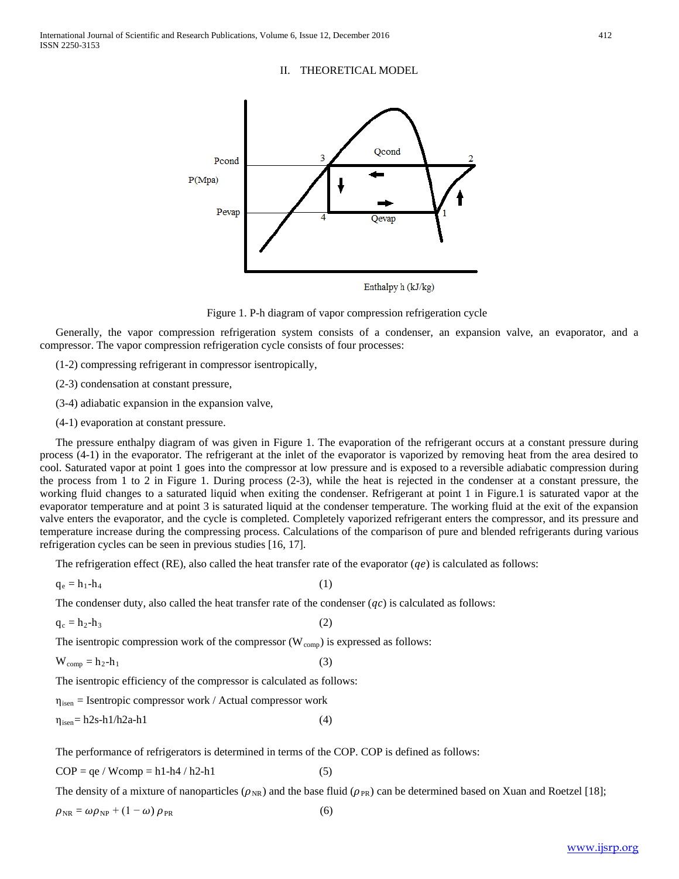## II. THEORETICAL MODEL

Figure 1. P-h diagram of vapor compression refrigeration cycle

Generally, the vapor compression refrigeration system consists of a condenser, an expansion valve, an evaporator, and a compressor. The vapor compression refrigeration cycle consists of four processes:

(1-2) compressing refrigerant in compressor isentropically,

(2-3) condensation at constant pressure,

(3-4) adiabatic expansion in the expansion valve,

(4-1) evaporation at constant pressure.

The pressure enthalpy diagram of was given in Figure 1. The evaporation of the refrigerant occurs at a constant pressure during process (4-1) in the evaporator. The refrigerant at the inlet of the evaporator is vaporized by removing heat from the area desired to cool. Saturated vapor at point 1 goes into the compressor at low pressure and is exposed to a reversible adiabatic compression during the process from 1 to 2 in Figure 1. During process (2-3), while the heat is rejected in the condenser at a constant pressure, the working fluid changes to a saturated liquid when exiting the condenser. Refrigerant at point 1 in Figure.1 is saturated vapor at the evaporator temperature and at point 3 is saturated liquid at the condenser temperature. The working fluid at the exit of the expansion valve enters the evaporator, and the cycle is completed. Completely vaporized refrigerant enters the compressor, and its pressure and temperature increase during the compressing process. Calculations of the comparison of pure and blended refrigerants during various refrigeration cycles can be seen in previous studies [16, 17].

The refrigeration effect (RE), also called the heat transfer rate of the evaporator ($qe$) is calculated as follows:

$$q_e = h_1 - h_4 \quad (1)$$

The condenser duty, also called the heat transfer rate of the condenser ($qc$) is calculated as follows:

$$q_c = h_2 - h_3 \quad (2)$$

The isentropic compression work of the compressor ($W_{comp}$) is expressed as follows:

$$W_{comp} = h_2 - h_1 \quad (3)$$

The isentropic efficiency of the compressor is calculated as follows:

$\eta_{isen}$ = Isentropic compressor work / Actual compressor work

$$\eta_{isen} = h2s\text{-}h1/h2a\text{-}h1 \quad (4)$$

The performance of refrigerators is determined in terms of the COP. COP is defined as follows:

$$COP = qe / Wcomp = h1\text{-}h4 / h2\text{-}h1 \quad (5)$$

The density of a mixture of nanoparticles ($\rho_{NR}$) and the base fluid ($\rho_{PR}$) can be determined based on Xuan and Roetzel [18];

$$\rho_{NR} = \omega\rho_{NP} + (1 - \omega)\,\rho_{PR} \quad (6)$$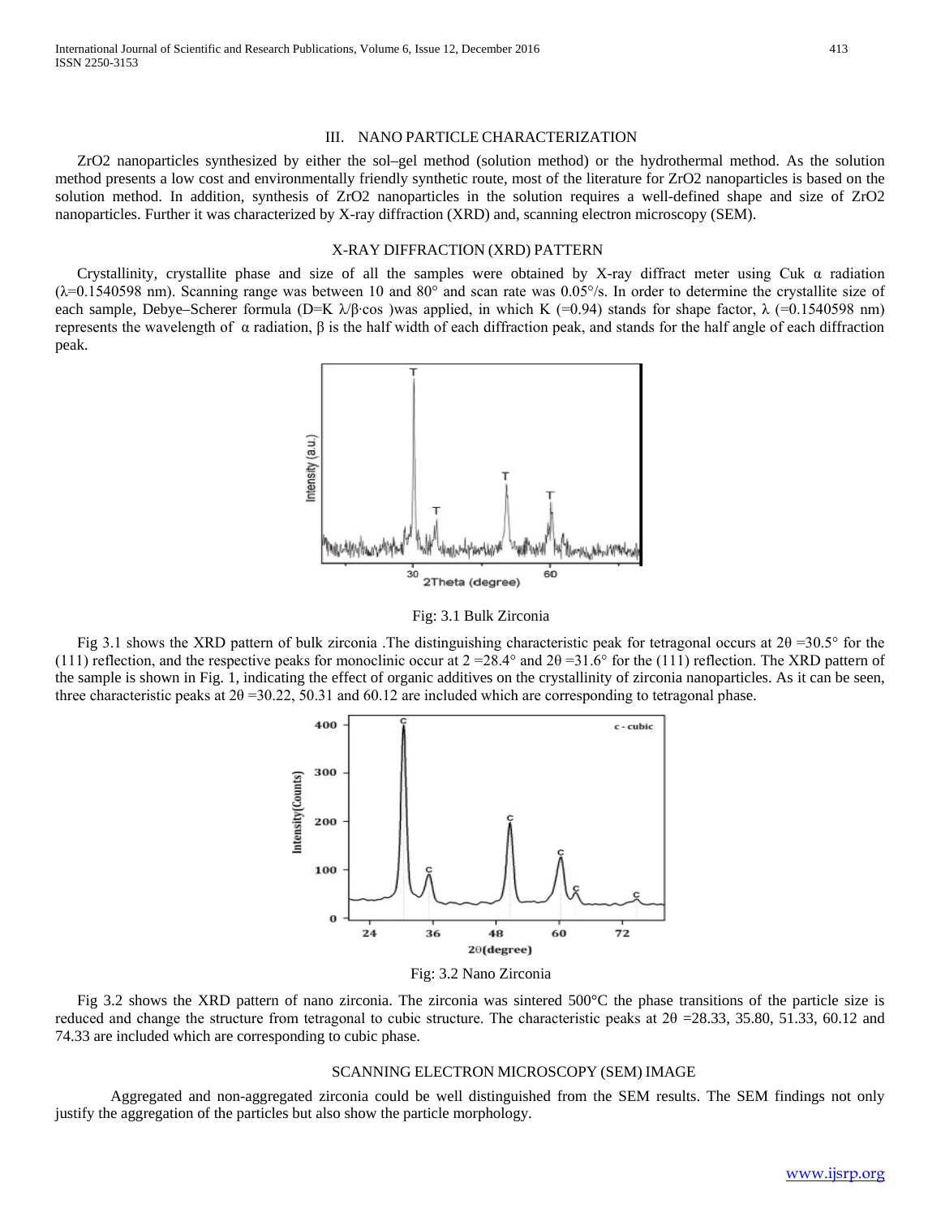## III. NANO PARTICLE CHARACTERIZATION

ZrO2 nanoparticles synthesized by either the sol–gel method (solution method) or the hydrothermal method. As the solution method presents a low cost and environmentally friendly synthetic route, most of the literature for ZrO2 nanoparticles is based on the solution method. In addition, synthesis of ZrO2 nanoparticles in the solution requires a well-defined shape and size of ZrO2 nanoparticles. Further it was characterized by X-ray diffraction (XRD) and, scanning electron microscopy (SEM).

### X-RAY DIFFRACTION (XRD) PATTERN

Crystallinity, crystallite phase and size of all the samples were obtained by X-ray diffract meter using Cuk α radiation (λ=0.1540598 nm). Scanning range was between 10 and 80° and scan rate was 0.05°/s. In order to determine the crystallite size of each sample, Debye–Scherer formula (D=K λ/β·cos )was applied, in which K (=0.94) stands for shape factor, λ (=0.1540598 nm) represents the wavelength of α radiation, β is the half width of each diffraction peak, and stands for the half angle of each diffraction peak.

Fig: 3.1 Bulk Zirconia

Fig 3.1 shows the XRD pattern of bulk zirconia .The distinguishing characteristic peak for tetragonal occurs at 2θ =30.5° for the (111) reflection, and the respective peaks for monoclinic occur at 2 =28.4° and 2θ =31.6° for the (111) reflection. The XRD pattern of the sample is shown in Fig. 1, indicating the effect of organic additives on the crystallinity of zirconia nanoparticles. As it can be seen, three characteristic peaks at 2θ =30.22, 50.31 and 60.12 are included which are corresponding to tetragonal phase.

Fig: 3.2 Nano Zirconia

Fig 3.2 shows the XRD pattern of nano zirconia. The zirconia was sintered 500°C the phase transitions of the particle size is reduced and change the structure from tetragonal to cubic structure. The characteristic peaks at 2θ =28.33, 35.80, 51.33, 60.12 and 74.33 are included which are corresponding to cubic phase.

### SCANNING ELECTRON MICROSCOPY (SEM) IMAGE

Aggregated and non-aggregated zirconia could be well distinguished from the SEM results. The SEM findings not only justify the aggregation of the particles but also show the particle morphology.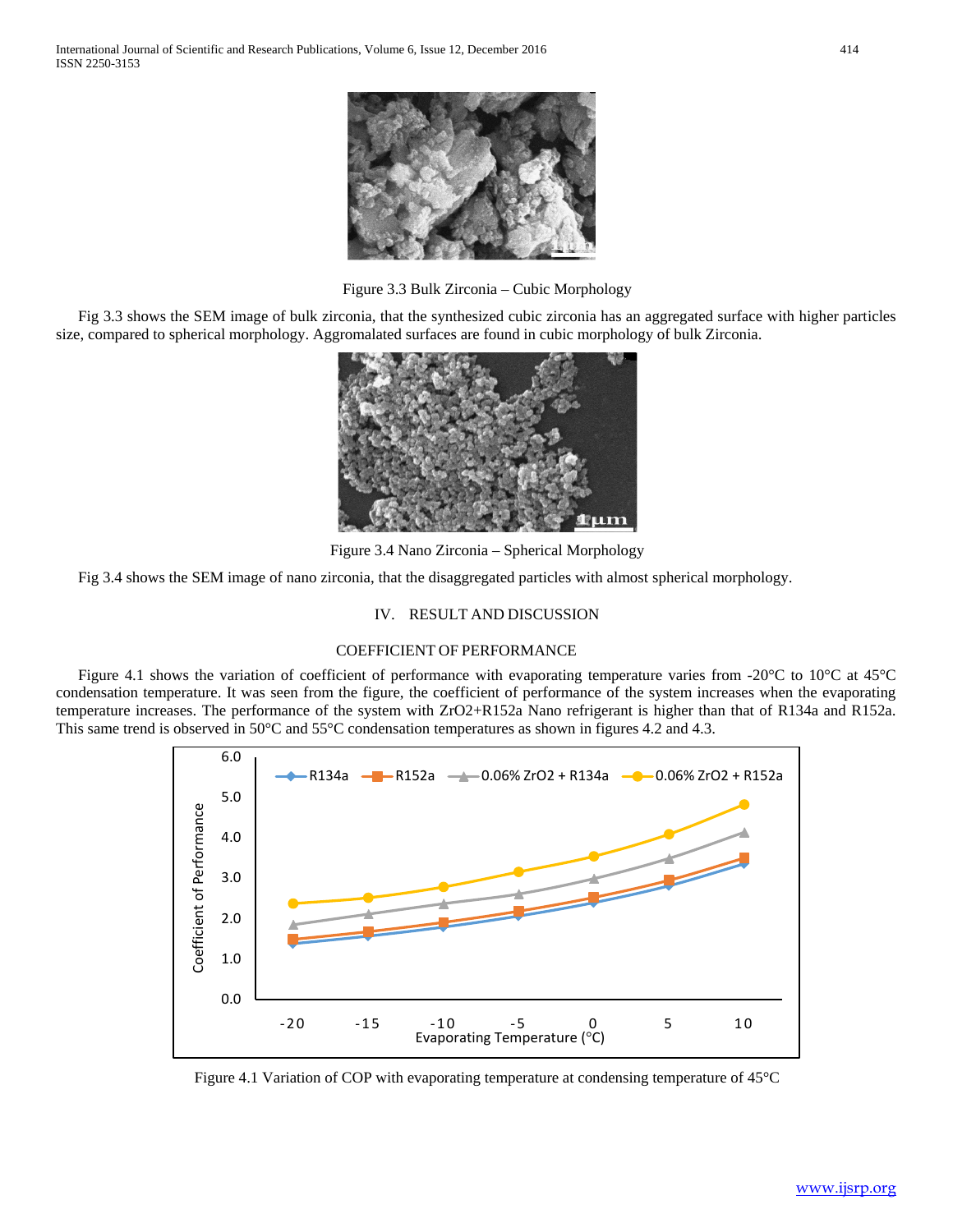Figure 3.3 Bulk Zirconia – Cubic Morphology

Fig 3.3 shows the SEM image of bulk zirconia, that the synthesized cubic zirconia has an aggregated surface with higher particles size, compared to spherical morphology. Aggromalated surfaces are found in cubic morphology of bulk Zirconia.

Figure 3.4 Nano Zirconia – Spherical Morphology

Fig 3.4 shows the SEM image of nano zirconia, that the disaggregated particles with almost spherical morphology.

## IV. RESULT AND DISCUSSION

### COEFFICIENT OF PERFORMANCE

Figure 4.1 shows the variation of coefficient of performance with evaporating temperature varies from -20°C to 10°C at 45°C condensation temperature. It was seen from the figure, the coefficient of performance of the system increases when the evaporating temperature increases. The performance of the system with $ZrO_2$+R152a Nano refrigerant is higher than that of R134a and R152a. This same trend is observed in 50°C and 55°C condensation temperatures as shown in figures 4.2 and 4.3.

Figure 4.1 Variation of COP with evaporating temperature at condensing temperature of 45°C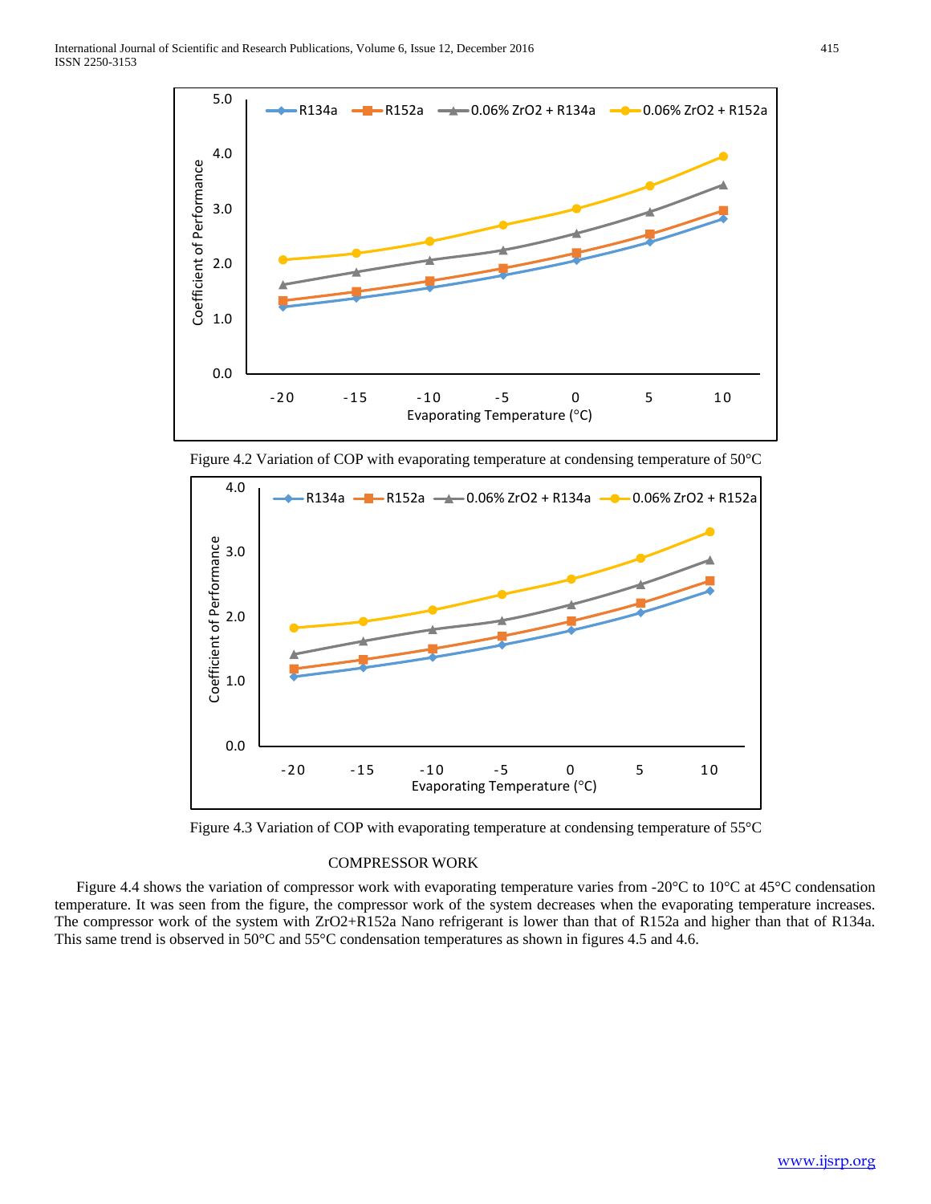Figure 4.2 Variation of COP with evaporating temperature at condensing temperature of 50°C

Figure 4.3 Variation of COP with evaporating temperature at condensing temperature of 55°C

## COMPRESSOR WORK

Figure 4.4 shows the variation of compressor work with evaporating temperature varies from -20°C to 10°C at 45°C condensation temperature. It was seen from the figure, the compressor work of the system decreases when the evaporating temperature increases. The compressor work of the system with $ZrO_2$+R152a Nano refrigerant is lower than that of R152a and higher than that of R134a. This same trend is observed in 50°C and 55°C condensation temperatures as shown in figures 4.5 and 4.6.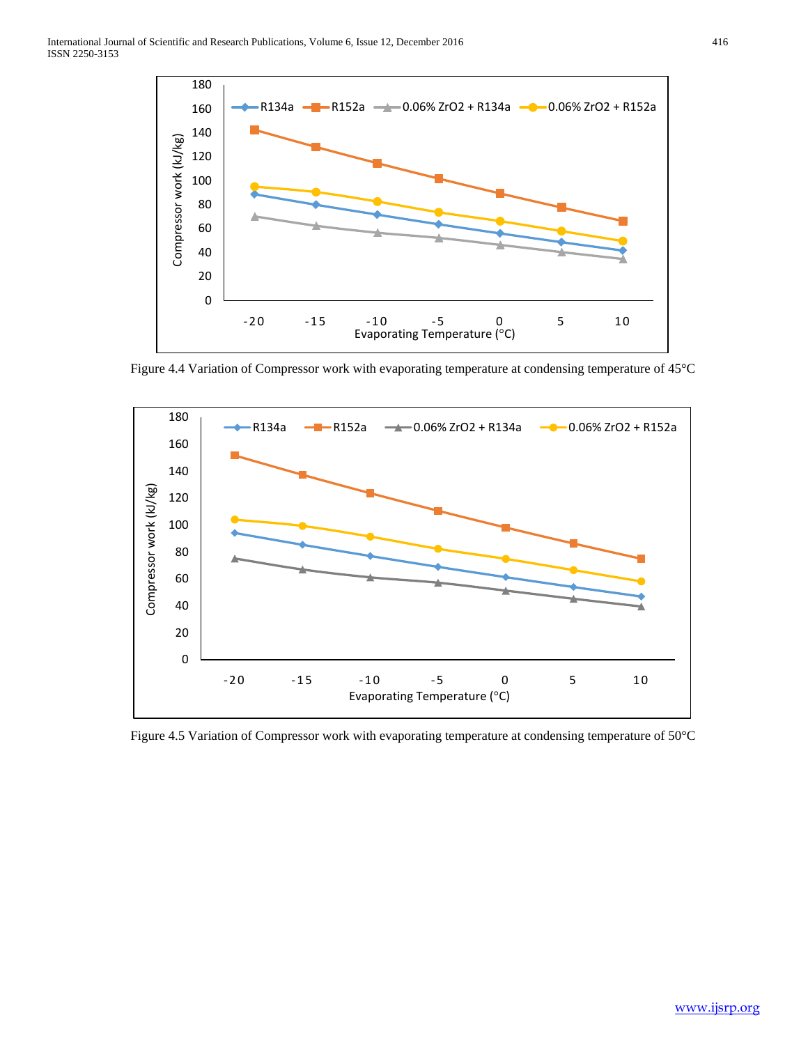Figure 4.4 Variation of Compressor work with evaporating temperature at condensing temperature of 45°C

Figure 4.5 Variation of Compressor work with evaporating temperature at condensing temperature of 50°C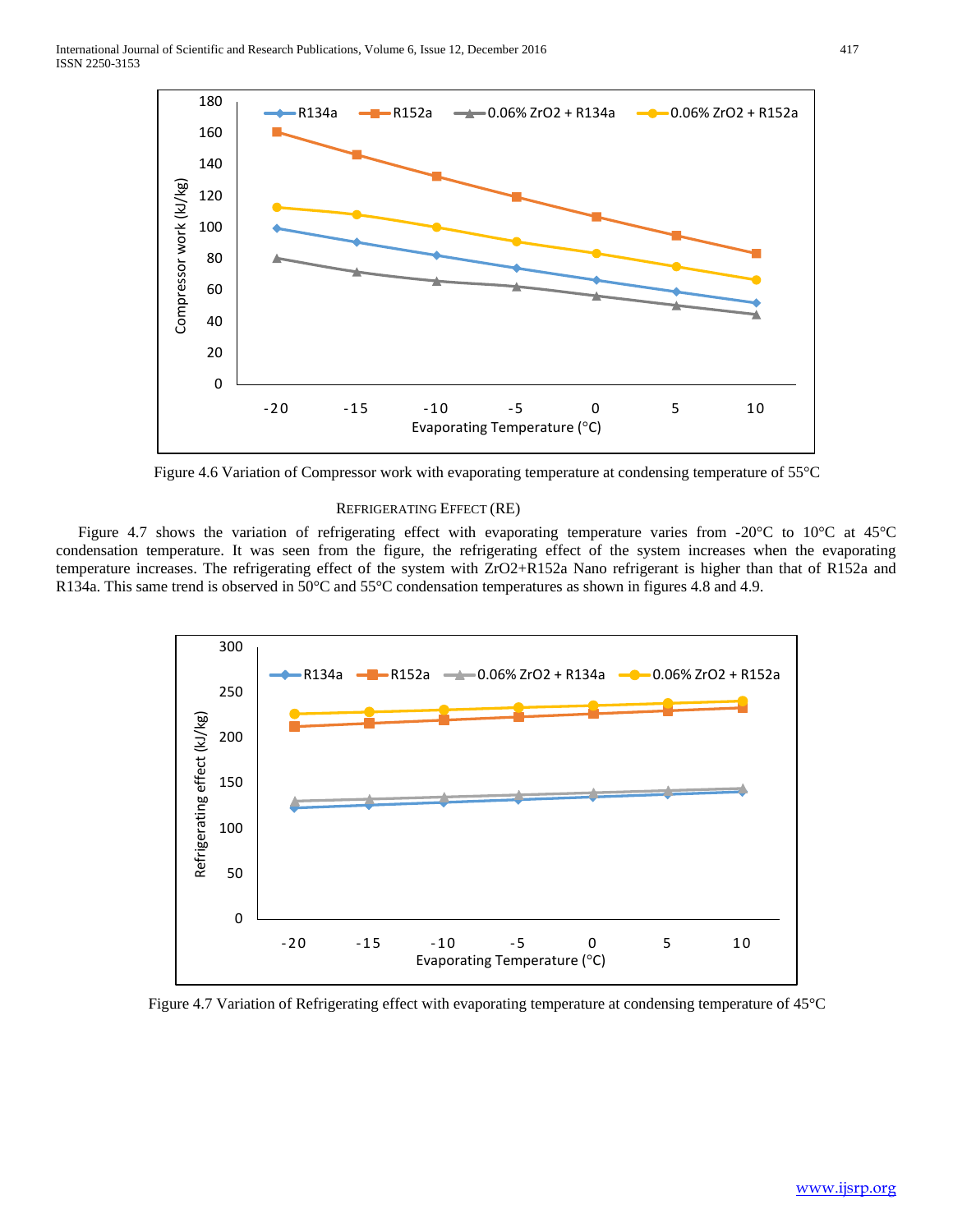Figure 4.6 Variation of Compressor work with evaporating temperature at condensing temperature of 55°C

### Refrigerating Effect (RE)

Figure 4.7 shows the variation of refrigerating effect with evaporating temperature varies from -20°C to 10°C at 45°C condensation temperature. It was seen from the figure, the refrigerating effect of the system increases when the evaporating temperature increases. The refrigerating effect of the system with $ZrO_2$+R152a Nano refrigerant is higher than that of R152a and R134a. This same trend is observed in 50°C and 55°C condensation temperatures as shown in figures 4.8 and 4.9.

Figure 4.7 Variation of Refrigerating effect with evaporating temperature at condensing temperature of 45°C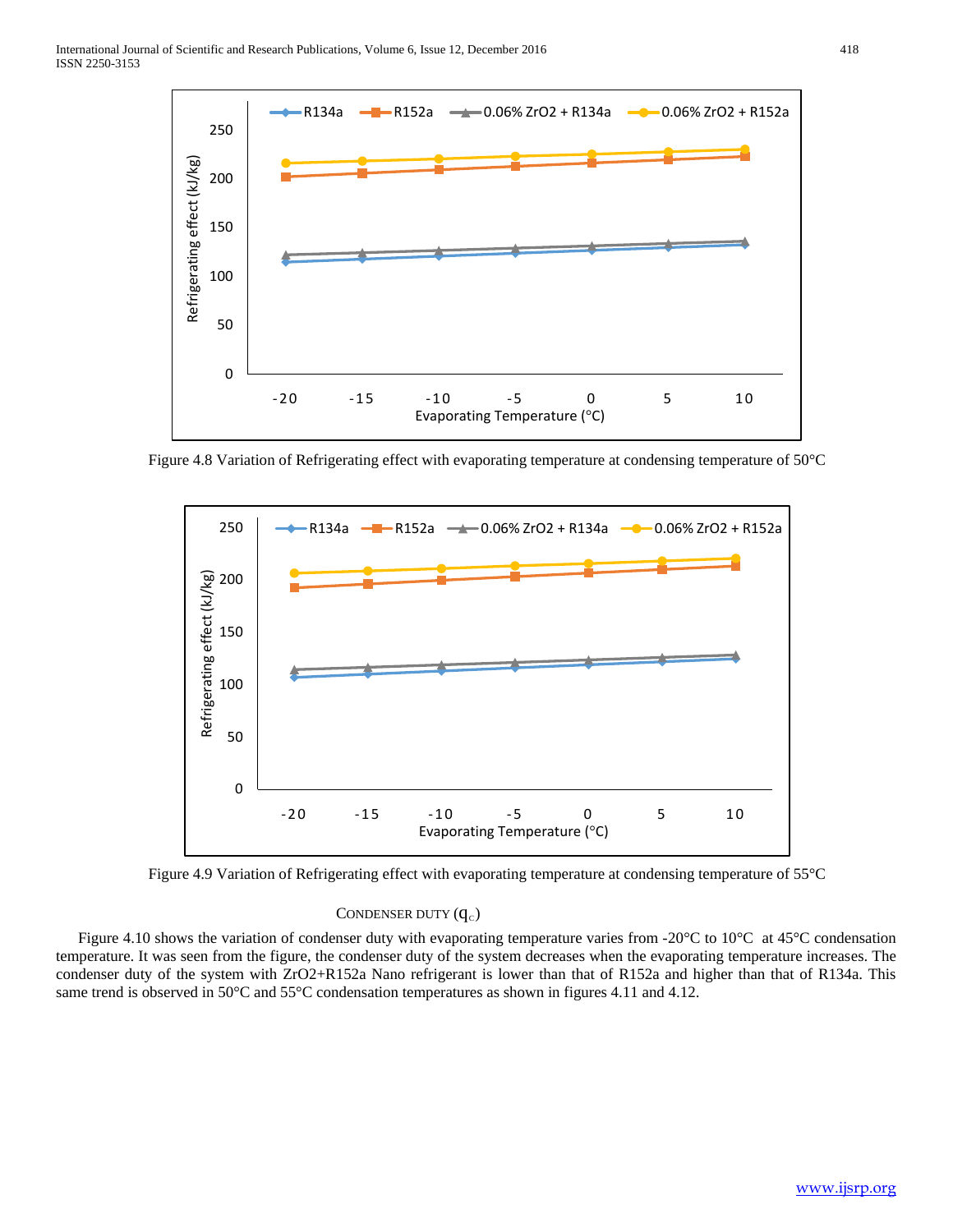Figure 4.8 Variation of Refrigerating effect with evaporating temperature at condensing temperature of 50°C

Figure 4.9 Variation of Refrigerating effect with evaporating temperature at condensing temperature of 55°C

CONDENSER DUTY ($q_c$)

Figure 4.10 shows the variation of condenser duty with evaporating temperature varies from -20°C to 10°C at 45°C condensation temperature. It was seen from the figure, the condenser duty of the system decreases when the evaporating temperature increases. The condenser duty of the system with ZrO2+R152a Nano refrigerant is lower than that of R152a and higher than that of R134a. This same trend is observed in 50°C and 55°C condensation temperatures as shown in figures 4.11 and 4.12.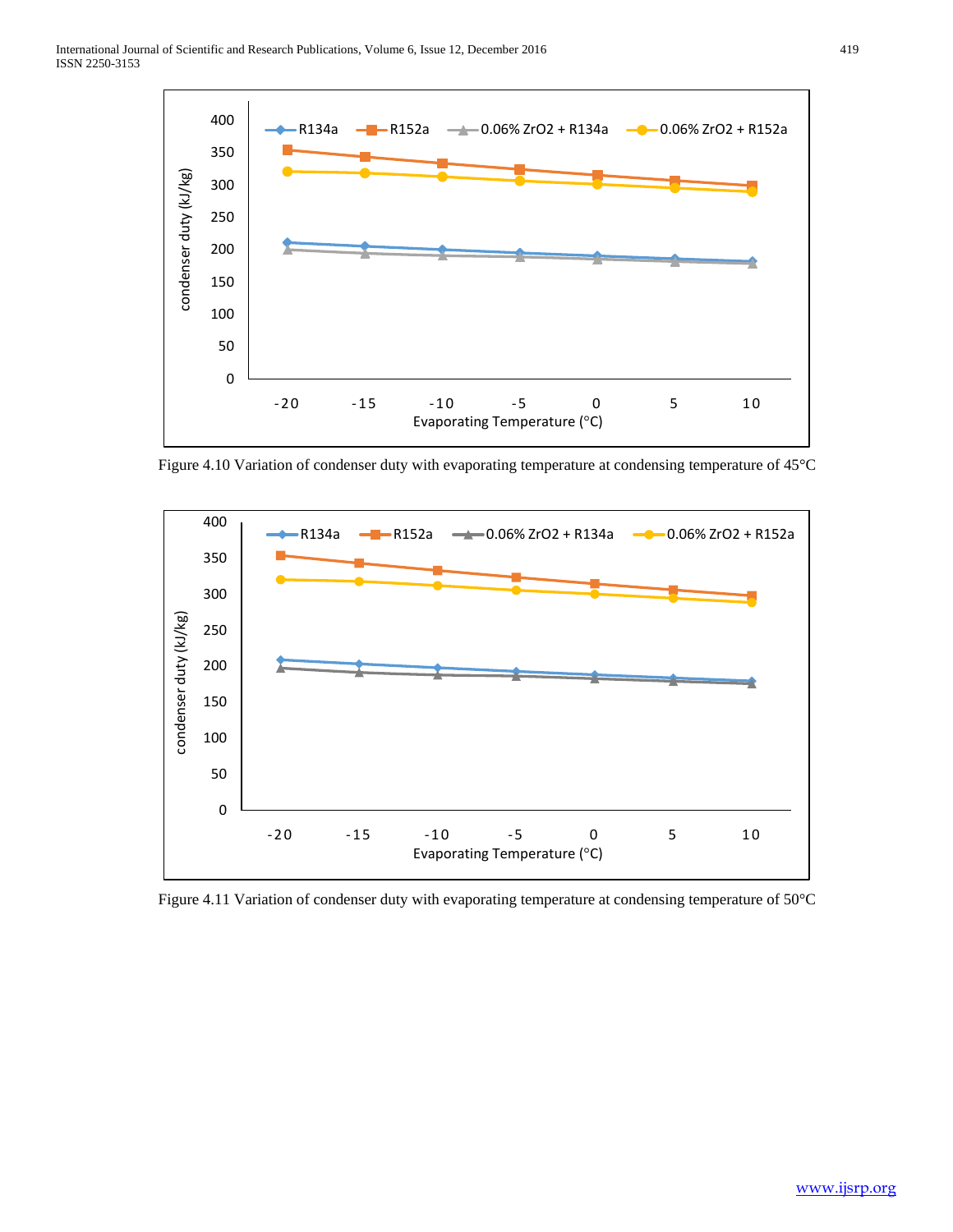Figure 4.10 Variation of condenser duty with evaporating temperature at condensing temperature of 45°C

Figure 4.11 Variation of condenser duty with evaporating temperature at condensing temperature of 50°C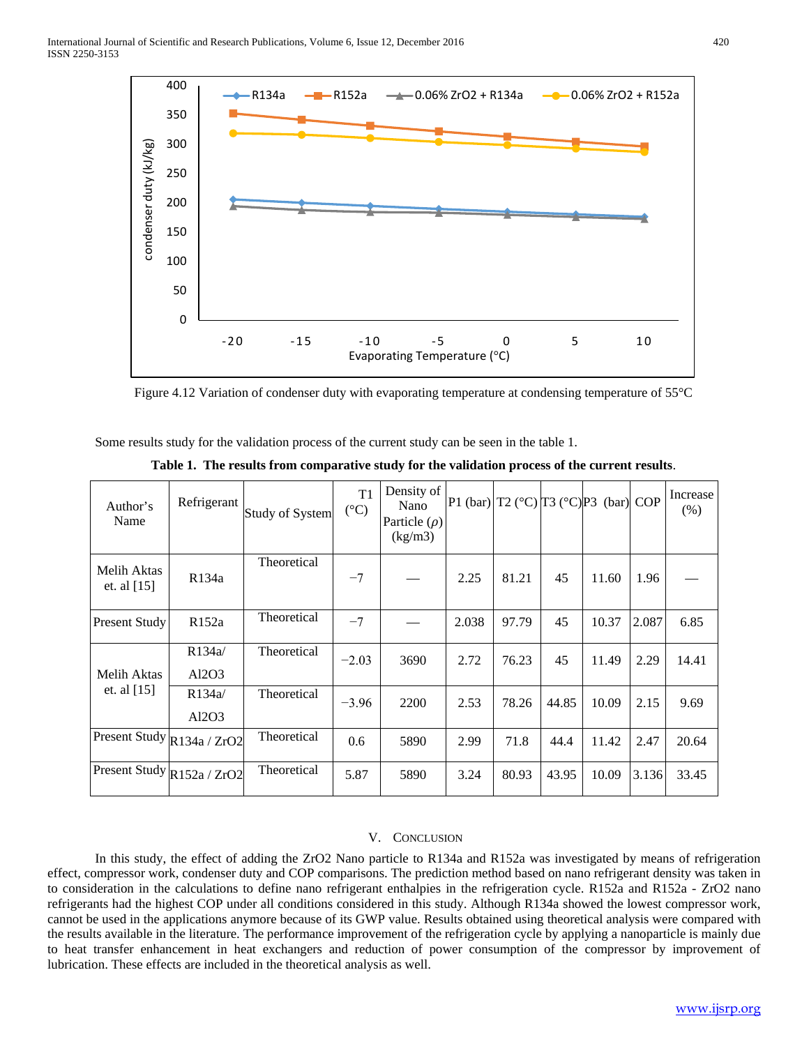Figure 4.12 Variation of condenser duty with evaporating temperature at condensing temperature of 55°C

Some results study for the validation process of the current study can be seen in the table 1.

**Table 1. The results from comparative study for the validation process of the current results**.

| Author's Name | Refrigerant | Study of System | T1 (°C) | Density of Nano Particle ($\rho$) (kg/m3) | P1 (bar) | T2 (°C) | T3 (°C) | P3 (bar) | COP | Increase (%) |
|---|---|---|---|---|---|---|---|---|---|---|
| Melih Aktas et. al [15] | R134a | Theoretical | −7 | — | 2.25 | 81.21 | 45 | 11.60 | 1.96 | — |
| Present Study | R152a | Theoretical | −7 | — | 2.038 | 97.79 | 45 | 10.37 | 2.087 | 6.85 |
| Melih Aktas et. al [15] | R134a/ Al2O3 | Theoretical | −2.03 | 3690 | 2.72 | 76.23 | 45 | 11.49 | 2.29 | 14.41 |
| | R134a/ Al2O3 | Theoretical | −3.96 | 2200 | 2.53 | 78.26 | 44.85 | 10.09 | 2.15 | 9.69 |
| Present Study | R134a / ZrO2 | Theoretical | 0.6 | 5890 | 2.99 | 71.8 | 44.4 | 11.42 | 2.47 | 20.64 |
| Present Study | R152a / ZrO2 | Theoretical | 5.87 | 5890 | 3.24 | 80.93 | 43.95 | 10.09 | 3.136 | 33.45 |

## V. Conclusion

In this study, the effect of adding the ZrO2 Nano particle to R134a and R152a was investigated by means of refrigeration effect, compressor work, condenser duty and COP comparisons. The prediction method based on nano refrigerant density was taken in to consideration in the calculations to define nano refrigerant enthalpies in the refrigeration cycle. R152a and R152a - ZrO2 nano refrigerants had the highest COP under all conditions considered in this study. Although R134a showed the lowest compressor work, cannot be used in the applications anymore because of its GWP value. Results obtained using theoretical analysis were compared with the results available in the literature. The performance improvement of the refrigeration cycle by applying a nanoparticle is mainly due to heat transfer enhancement in heat exchangers and reduction of power consumption of the compressor by improvement of lubrication. These effects are included in the theoretical analysis as well.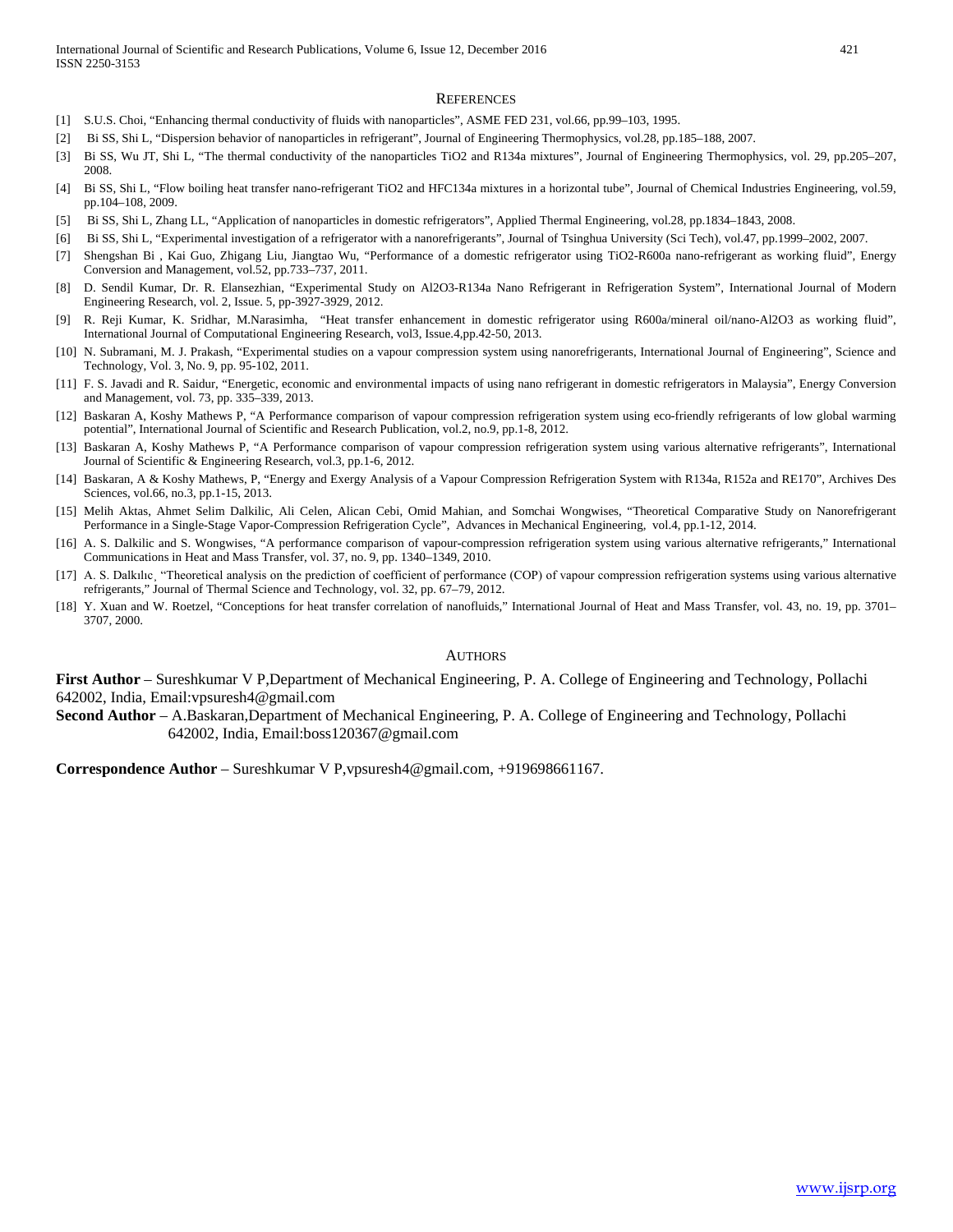## REFERENCES

[1] S.U.S. Choi, "Enhancing thermal conductivity of fluids with nanoparticles", ASME FED 231, vol.66, pp.99–103, 1995.

[2] Bi SS, Shi L, "Dispersion behavior of nanoparticles in refrigerant", Journal of Engineering Thermophysics, vol.28, pp.185–188, 2007.

[3] Bi SS, Wu JT, Shi L, "The thermal conductivity of the nanoparticles TiO2 and R134a mixtures", Journal of Engineering Thermophysics, vol. 29, pp.205–207, 2008.

[4] Bi SS, Shi L, "Flow boiling heat transfer nano-refrigerant TiO2 and HFC134a mixtures in a horizontal tube", Journal of Chemical Industries Engineering, vol.59, pp.104–108, 2009.

[5] Bi SS, Shi L, Zhang LL, "Application of nanoparticles in domestic refrigerators", Applied Thermal Engineering, vol.28, pp.1834–1843, 2008.

[6] Bi SS, Shi L, "Experimental investigation of a refrigerator with a nanorefrigerants", Journal of Tsinghua University (Sci Tech), vol.47, pp.1999–2002, 2007.

[7] Shengshan Bi , Kai Guo, Zhigang Liu, Jiangtao Wu, "Performance of a domestic refrigerator using TiO2-R600a nano-refrigerant as working fluid", Energy Conversion and Management, vol.52, pp.733–737, 2011.

[8] D. Sendil Kumar, Dr. R. Elansezhian, "Experimental Study on Al2O3-R134a Nano Refrigerant in Refrigeration System", International Journal of Modern Engineering Research, vol. 2, Issue. 5, pp-3927-3929, 2012.

[9] R. Reji Kumar, K. Sridhar, M.Narasimha, "Heat transfer enhancement in domestic refrigerator using R600a/mineral oil/nano-Al2O3 as working fluid", International Journal of Computational Engineering Research, vol3, Issue.4,pp.42-50, 2013.

[10] N. Subramani, M. J. Prakash, "Experimental studies on a vapour compression system using nanorefrigerants, International Journal of Engineering", Science and Technology, Vol. 3, No. 9, pp. 95-102, 2011.

[11] F. S. Javadi and R. Saidur, "Energetic, economic and environmental impacts of using nano refrigerant in domestic refrigerators in Malaysia", Energy Conversion and Management, vol. 73, pp. 335–339, 2013.

[12] Baskaran A, Koshy Mathews P, "A Performance comparison of vapour compression refrigeration system using eco-friendly refrigerants of low global warming potential", International Journal of Scientific and Research Publication, vol.2, no.9, pp.1-8, 2012.

[13] Baskaran A, Koshy Mathews P, "A Performance comparison of vapour compression refrigeration system using various alternative refrigerants", International Journal of Scientific & Engineering Research, vol.3, pp.1-6, 2012.

[14] Baskaran, A & Koshy Mathews, P, "Energy and Exergy Analysis of a Vapour Compression Refrigeration System with R134a, R152a and RE170", Archives Des Sciences, vol.66, no.3, pp.1-15, 2013.

[15] Melih Aktas, Ahmet Selim Dalkilic, Ali Celen, Alican Cebi, Omid Mahian, and Somchai Wongwises, "Theoretical Comparative Study on Nanorefrigerant Performance in a Single-Stage Vapor-Compression Refrigeration Cycle", Advances in Mechanical Engineering, vol.4, pp.1-12, 2014.

[16] A. S. Dalkilic and S. Wongwises, "A performance comparison of vapour-compression refrigeration system using various alternative refrigerants," International Communications in Heat and Mass Transfer, vol. 37, no. 9, pp. 1340–1349, 2010.

[17] A. S. Dalkılıc¸ "Theoretical analysis on the prediction of coefficient of performance (COP) of vapour compression refrigeration systems using various alternative refrigerants," Journal of Thermal Science and Technology, vol. 32, pp. 67–79, 2012.

[18] Y. Xuan and W. Roetzel, "Conceptions for heat transfer correlation of nanofluids," International Journal of Heat and Mass Transfer, vol. 43, no. 19, pp. 3701–3707, 2000.

## AUTHORS

**First Author** – Sureshkumar V P,Department of Mechanical Engineering, P. A. College of Engineering and Technology, Pollachi 642002, India, Email:vpsuresh4@gmail.com

**Second Author** – A.Baskaran,Department of Mechanical Engineering, P. A. College of Engineering and Technology, Pollachi 642002, India, Email:boss120367@gmail.com

**Correspondence Author** – Sureshkumar V P,vpsuresh4@gmail.com, +919698661167.